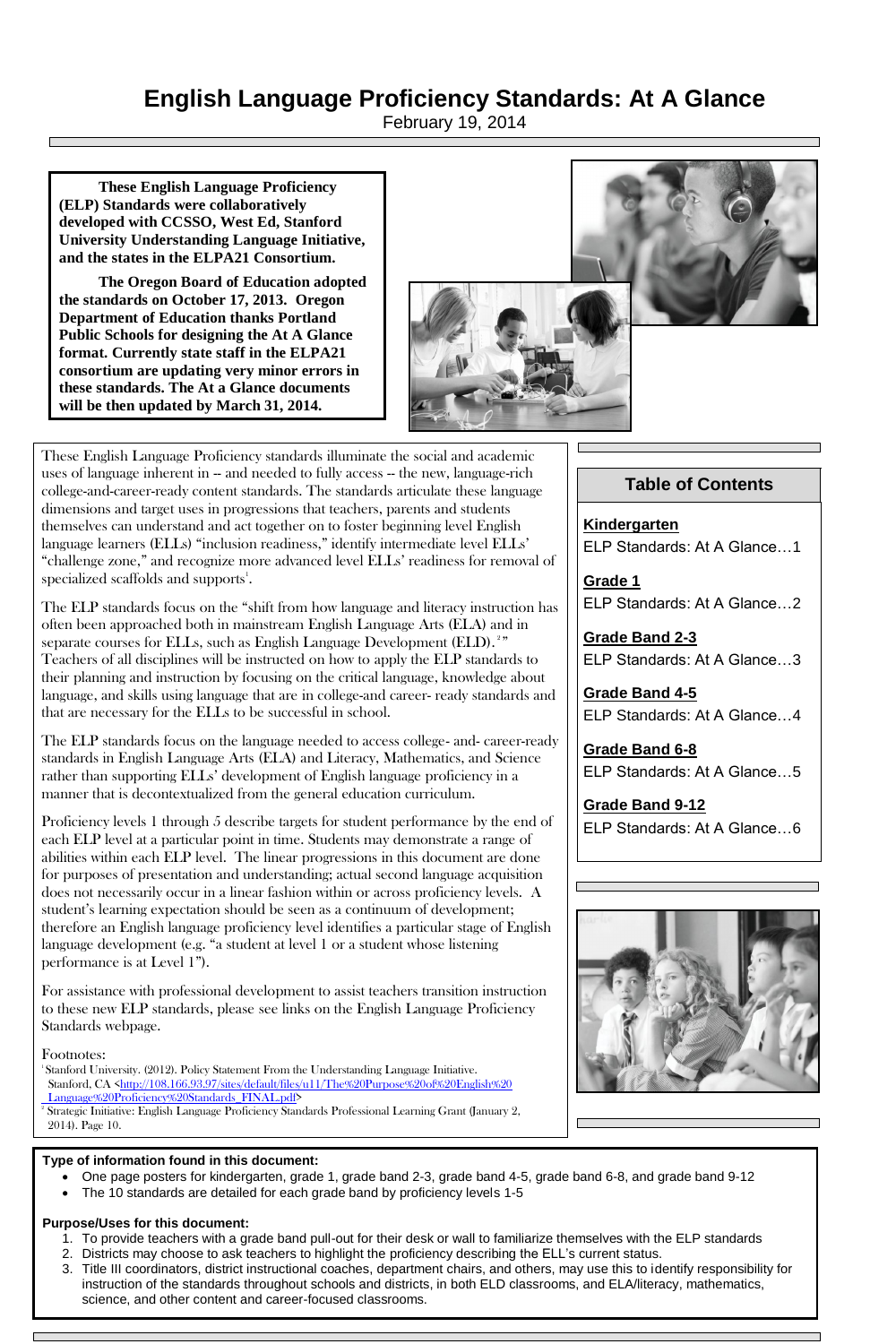# English Language Proficiency Standards: At A Glance

February 19, 2014

**These English Language Proficiency (ELP) Standards were collaboratively developed with CCSSO, West Ed, Stanford University Understanding Language Initiative, and the states in the ELPA21 Consortium.**

**The Oregon Board of Education adopted the standards on October 17, 2013. Oregon Department of Education thanks Portland Public Schools for designing the At A Glance format. Currently state staff in the ELPA21 consortium are updating very minor errors in these standards. The At a Glance documents will be then updated by March 31, 2014.**

These English Language Proficiency standards illuminate the social and academic uses of language inherent in -- and needed to fully access -- the new, language-rich college-and-career-ready content standards. The standards articulate these language dimensions and target uses in progressions that teachers, parents and students themselves can understand and act together on to foster beginning level English language learners (ELLs) "inclusion readiness," identify intermediate level ELLs' "challenge zone," and recognize more advanced level ELLs' readiness for removal of specialized scaffolds and supports[1].

The ELP standards focus on the "shift from how language and literacy instruction has often been approached both in mainstream English Language Arts (ELA) and in separate courses for ELLs, such as English Language Development (ELD).[2]" Teachers of all disciplines will be instructed on how to apply the ELP standards to their planning and instruction by focusing on the critical language, knowledge about language, and skills using language that are in college-and career- ready standards and that are necessary for the ELLs to be successful in school.

The ELP standards focus on the language needed to access college- and- career-ready standards in English Language Arts (ELA) and Literacy, Mathematics, and Science rather than supporting ELLs' development of English language proficiency in a manner that is decontextualized from the general education curriculum.

Proficiency levels 1 through 5 describe targets for student performance by the end of each ELP level at a particular point in time. Students may demonstrate a range of abilities within each ELP level. The linear progressions in this document are done for purposes of presentation and understanding; actual second language acquisition does not necessarily occur in a linear fashion within or across proficiency levels. A student's learning expectation should be seen as a continuum of development; therefore an English language proficiency level identifies a particular stage of English language development (e.g. "a student at level 1 or a student whose listening performance is at Level 1").

For assistance with professional development to assist teachers transition instruction to these new ELP standards, please see links on the English Language Proficiency Standards webpage.

Footnotes:
[1] Stanford University. (2012). Policy Statement From the Understanding Language Initiative. Stanford, CA <http://108.166.93.97/sites/default/files/u11/The%20Purpose%20of%20English%20_Language%20Proficiency%20Standards_FINAL.pdf>
[2] Strategic Initiative: English Language Proficiency Standards Professional Learning Grant (January 2, 2014). Page 10.

## Table of Contents

**Kindergarten**
ELP Standards: At A Glance…1

**Grade 1**
ELP Standards: At A Glance…2

**Grade Band 2-3**
ELP Standards: At A Glance…3

**Grade Band 4-5**
ELP Standards: At A Glance…4

**Grade Band 6-8**
ELP Standards: At A Glance…5

**Grade Band 9-12**
ELP Standards: At A Glance…6

**Type of information found in this document:**

- One page posters for kindergarten, grade 1, grade band 2-3, grade band 4-5, grade band 6-8, and grade band 9-12
- The 10 standards are detailed for each grade band by proficiency levels 1-5

**Purpose/Uses for this document:**

1. To provide teachers with a grade band pull-out for their desk or wall to familiarize themselves with the ELP standards
2. Districts may choose to ask teachers to highlight the proficiency describing the ELL's current status.
3. Title III coordinators, district instructional coaches, department chairs, and others, may use this to identify responsibility for instruction of the standards throughout schools and districts, in both ELD classrooms, and ELA/literacy, mathematics, science, and other content and career-focused classrooms.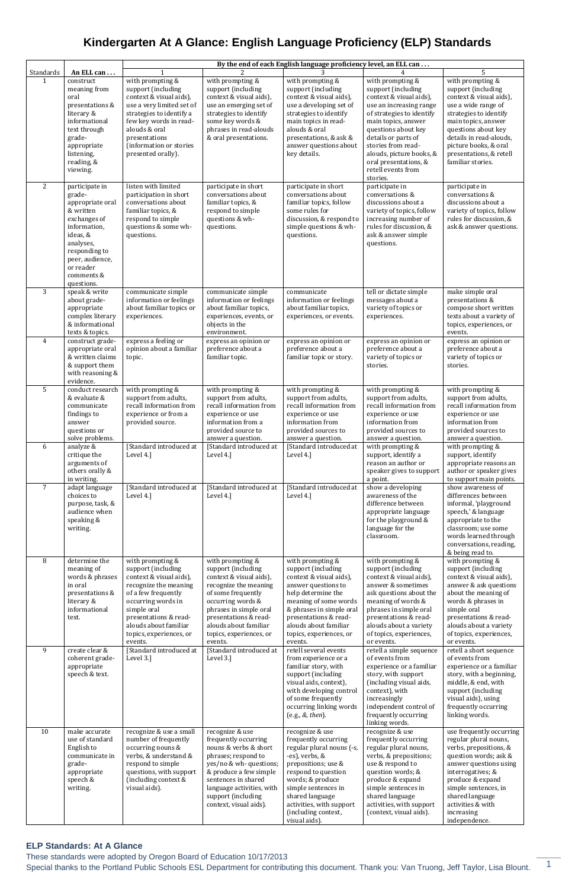# Kindergarten At A Glance: English Language Proficiency (ELP) Standards

| Standards | An ELL can . . . | By the end of each English language proficiency level, an ELL can . . . | | | | |
|---|---|---|---|---|---|---|
| | | 1 | 2 | 3 | 4 | 5 |
| 1 | construct meaning from oral presentations & literary & informational text through grade-appropriate listening, reading, & viewing. | with prompting & support (including context & visual aids), use a very limited set of strategies to identify a few key words in read-alouds & oral presentations (information or stories presented orally). | with prompting & support (including context & visual aids), use an emerging set of strategies to identify some key words & phrases in read-alouds & oral presentations. | with prompting & support (including context & visual aids), use a developing set of strategies to identify main topics in read-alouds & oral presentations, & ask & answer questions about key details. | with prompting & support (including context & visual aids), use an increasing range of strategies to identify main topics, answer questions about key details or parts of stories from read-alouds, picture books, & oral presentations, & retell events from stories. | with prompting & support (including context & visual aids), use a wide range of strategies to identify main topics, answer questions about key details in read-alouds, picture books, & oral presentations, & retell familiar stories. |
| 2 | participate in grade-appropriate oral & written exchanges of information, ideas, & analyses, responding to peer, audience, or reader comments & questions. | listen with limited participation in short conversations about familiar topics, & respond to simple questions & some wh-questions. | participate in short conversations about familiar topics, & respond to simple questions & wh-questions. | participate in short conversations about familiar topics, follow some rules for discussion, & respond to simple questions & wh-questions. | participate in conversations & discussions about a variety of topics, follow increasing number of rules for discussion, & ask & answer simple questions. | participate in conversations & discussions about a variety of topics, follow rules for discussion, & ask & answer questions. |
| 3 | speak & write about grade-appropriate complex literary & informational texts & topics. | communicate simple information or feelings about familiar topics or experiences. | communicate simple information or feelings about familiar topics, experiences, events, or objects in the environment. | communicate information or feelings about familiar topics, experiences, or events. | tell or dictate simple messages about a variety of topics or experiences. | make simple oral presentations & compose short written texts about a variety of topics, experiences, or events. |
| 4 | construct grade-appropriate oral & written claims & support them with reasoning & evidence. | express a feeling or opinion about a familiar topic. | express an opinion or preference about a familiar topic. | express an opinion or preference about a familiar topic or story. | express an opinion or preference about a variety of topics or stories. | express an opinion or preference about a variety of topics or stories. |
| 5 | conduct research & evaluate & communicate findings to answer questions or solve problems. | with prompting & support from adults, recall information from experience or from a provided source. | with prompting & support from adults, recall information from experience or use information from a provided source to answer a question. | with prompting & support from adults, recall information from experience or use information from provided sources to answer a question. | with prompting & support from adults, recall information from experience or use information from provided sources to answer a question. | with prompting & support from adults, recall information from experience or use information from provided sources to answer a question. |
| 6 | analyze & critique the arguments of others orally & in writing. | [Standard introduced at Level 4.] | [Standard introduced at Level 4.] | [Standard introduced at Level 4.] | with prompting & support, identify a reason an author or speaker gives to support a point. | with prompting & support, identify appropriate reasons an author or speaker gives to support main points. |
| 7 | adapt language choices to purpose, task, & audience when speaking & writing. | [Standard introduced at Level 4.] | [Standard introduced at Level 4.] | [Standard introduced at Level 4.] | show a developing awareness of the difference between appropriate language for the playground & language for the classroom. | show awareness of differences between informal, 'playground speech,' & language appropriate to the classroom; use some words learned through conversations, reading, & being read to. |
| 8 | determine the meaning of words & phrases in oral presentations & literary & informational text. | with prompting & support (including context & visual aids), recognize the meaning of a few frequently occurring words in simple oral presentations & read-alouds about familiar topics, experiences, or events. | with prompting & support (including context & visual aids), recognize the meaning of some frequently occurring words & phrases in simple oral presentations & read-alouds about familiar topics, experiences, or events. | with prompting & support (including context & visual aids), answer questions to help determine the meaning of some words & phrases in simple oral presentations & read-alouds about familiar topics, experiences, or events. | with prompting & support (including context & visual aids), answer & sometimes ask questions about the meaning of words & phrases in simple oral presentations & read-alouds about a variety of topics, experiences, or events. | with prompting & support (including context & visual aids), answer & ask questions about the meaning of words & phrases in simple oral presentations & read-alouds about a variety of topics, experiences, or events. |
| 9 | create clear & coherent grade-appropriate speech & text. | [Standard introduced at Level 3.] | [Standard introduced at Level 3.] | retell several events from experience or a familiar story, with support (including visual aids, context), with developing control of some frequently occurring linking words (e.g., *&, then*). | retell a simple sequence of events from experience or a familiar story, with support (including visual aids, context), with increasingly independent control of frequently occurring linking words. | retell a short sequence of events from experience or a familiar story, with a beginning, middle, & end, with support (including visual aids), using frequently occurring linking words. |
| 10 | make accurate use of standard English to communicate in grade-appropriate speech & writing. | recognize & use a small number of frequently occurring nouns & verbs, & understand & respond to simple questions, with support (including context & visual aids). | recognize & use frequently occurring nouns & verbs & short phrases; respond to yes/no & wh- questions; & produce a few simple sentences in shared language activities, with support (including context, visual aids). | recognize & use frequently occurring regular plural nouns (-s, -es), verbs, & prepositions; use & respond to question words; & produce simple sentences in shared language activities, with support (including context, visual aids). | recognize & use frequently occurring regular plural nouns, verbs, & prepositions; use & respond to question words; & produce & expand simple sentences in shared language activities, with support (context, visual aids). | use frequently occurring regular plural nouns, verbs, prepositions, & question words; ask & answer questions using interrogatives; & produce & expand simple sentences, in shared language activities & with increasing independence. |

**ELP Standards: At A Glance**

These standards were adopted by Oregon Board of Education 10/17/2013

Special thanks to the Portland Public Schools ESL Department for contributing this document. Thank you: Van Truong, Jeff Taylor, Lisa Blount.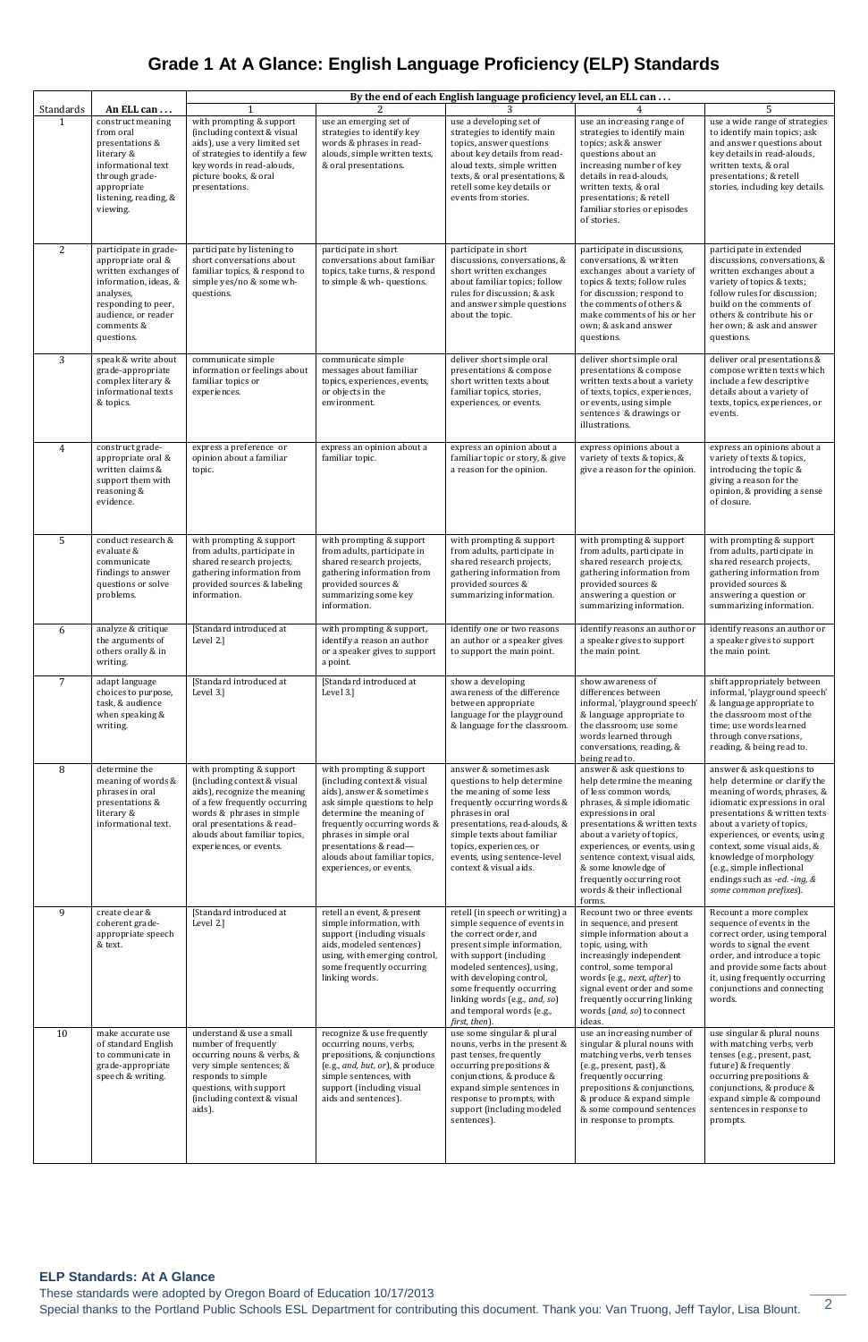# Grade 1 At A Glance: English Language Proficiency (ELP) Standards

| Standards | An ELL can . . . | By the end of each English language proficiency level, an ELL can . . . | | | | |
|---|---|---|---|---|---|---|
| | | 1 | 2 | 3 | 4 | 5 |
| 1 | construct meaning from oral presentations & literary & informational text through grade-appropriate listening, reading, & viewing. | with prompting & support (including context & visual aids), use a very limited set of strategies to identify a few key words in read-alouds, picture books, & oral presentations. | use an emerging set of strategies to identify key words & phrases in read-alouds, simple written texts, & oral presentations. | use a developing set of strategies to identify main topics, answer questions about key details from read-aloud texts, simple written texts, & oral presentations, & retell some key details or events from stories. | use an increasing range of strategies to identify main topics; ask & answer questions about an increasing number of key details in read-alouds, written texts, & oral presentations; & retell familiar stories or episodes of stories. | use a wide range of strategies to identify main topics; ask and answer questions about key details in read-alouds, written texts, & oral presentations; & retell stories, including key details. |
| 2 | participate in grade-appropriate oral & written exchanges of information, ideas, & analyses, responding to peer, audience, or reader comments & questions. | participate by listening to short conversations about familiar topics, & respond to simple yes/no & some wh-questions. | participate in short conversations about familiar topics, take turns, & respond to simple & wh- questions. | participate in short discussions, conversations, & short written exchanges about familiar topics; follow rules for discussion; & ask and answer simple questions about the topic. | participate in discussions, conversations, & written exchanges about a variety of topics & texts; follow rules for discussion; respond to the comments of others & make comments of his or her own; & ask and answer questions. | participate in extended discussions, conversations, & written exchanges about a variety of topics & texts; follow rules for discussion; build on the comments of others & contribute his or her own; & ask and answer questions. |
| 3 | speak & write about grade-appropriate complex literary & informational texts & topics. | communicate simple information or feelings about familiar topics or experiences. | communicate simple messages about familiar topics, experiences, events, or objects in the environment. | deliver short simple oral presentations & compose short written texts about familiar topics, stories, experiences, or events. | deliver short simple oral presentations & compose written texts about a variety of texts, topics, experiences, or events, using simple sentences & drawings or illustrations. | deliver oral presentations & compose written texts which include a few descriptive details about a variety of texts, topics, experiences, or events. |
| 4 | construct grade-appropriate oral & written claims & support them with reasoning & evidence. | express a preference or opinion about a familiar topic. | express an opinion about a familiar topic. | express an opinion about a familiar topic or story, & give a reason for the opinion. | express opinions about a variety of texts & topics, & give a reason for the opinion. | express an opinions about a variety of texts & topics, introducing the topic & giving a reason for the opinion, & providing a sense of closure. |
| 5 | conduct research & evaluate & communicate findings to answer questions or solve problems. | with prompting & support from adults, participate in shared research projects, gathering information from provided sources & labeling information. | with prompting & support from adults, participate in shared research projects, gathering information from provided sources & summarizing some key information. | with prompting & support from adults, participate in shared research projects, gathering information from provided sources & summarizing information. | with prompting & support from adults, participate in shared research projects, gathering information from provided sources & answering a question or summarizing information. | with prompting & support from adults, participate in shared research projects, gathering information from provided sources & answering a question or summarizing information. |
| 6 | analyze & critique the arguments of others orally & in writing. | [Standard introduced at Level 2.] | with prompting & support, identify a reason an author or a speaker gives to support a point. | identify one or two reasons an author or a speaker gives to support the main point. | identify reasons an author or a speaker gives to support the main point. | identify reasons an author or a speaker gives to support the main point. |
| 7 | adapt language choices to purpose, task, & audience when speaking & writing. | [Standard introduced at Level 3.] | [Standard introduced at Level 3.] | show a developing awareness of the difference between appropriate language for the playground & language for the classroom. | show awareness of differences between informal, 'playground speech' & language appropriate to the classroom; use some words learned through conversations, reading, & being read to. | shift appropriately between informal, 'playground speech' & language appropriate to the classroom most of the time; use words learned through conversations, reading, & being read to. |
| 8 | determine the meaning of words & phrases in oral presentations & literary & informational text. | with prompting & support (including context & visual aids), recognize the meaning of a few frequently occurring words & phrases in simple oral presentations & read-alouds about familiar topics, experiences, or events. | with prompting & support (including context & visual aids), answer & sometimes ask simple questions to help determine the meaning of frequently occurring words & phrases in simple oral presentations & read—alouds about familiar topics, experiences, or events. | answer & sometimes ask questions to help determine the meaning of some less frequently occurring words & phrases in oral presentations, read-alouds, & simple texts about familiar topics, experiences, or events, using sentence-level context & visual aids. | answer & ask questions to help determine the meaning of less common words, phrases, & simple idiomatic expressions in oral presentations & written texts about a variety of topics, experiences, or events, using sentence context, visual aids, & some knowledge of frequently occurring root words & their inflectional forms. | answer & ask questions to help determine or clarify the meaning of words, phrases, & idiomatic expressions in oral presentations & written texts about a variety of topics, experiences, or events, using context, some visual aids, & knowledge of morphology (e.g., simple inflectional endings such as *-ed, -ing, & some common prefixes*). |
| 9 | create clear & coherent grade-appropriate speech & text. | [Standard introduced at Level 2.] | retell an event, & present simple information, with support (including visuals aids, modeled sentences) using, with emerging control, some frequently occurring linking words. | retell (in speech or writing) a simple sequence of events in the correct order, and present simple information, with support (including modeled sentences), using, with developing control, some frequently occurring linking words (e.g., *and, so*) and temporal words (e.g., *first, then*). | Recount two or three events in sequence, and present simple information about a topic, using, with increasingly independent control, some temporal words (e.g., *next, after*) to signal event order and some frequently occurring linking words (*and, so*) to connect ideas. | Recount a more complex sequence of events in the correct order, using temporal words to signal the event order, and introduce a topic and provide some facts about it, using frequently occurring conjunctions and connecting words. |
| 10 | make accurate use of standard English to communicate in grade-appropriate speech & writing. | understand & use a small number of frequently occurring nouns & verbs, & very simple sentences; & responds to simple questions, with support (including context & visual aids). | recognize & use frequently occurring nouns, verbs, prepositions, & conjunctions (e.g., *and, but, or*), & produce simple sentences, with support (including visual aids and sentences). | use some singular & plural nouns, verbs in the present & past tenses, frequently occurring prepositions & conjunctions, & produce & expand simple sentences in response to prompts, with support (including modeled sentences). | use an increasing number of singular & plural nouns with matching verbs, verb tenses (e.g., present, past), & frequently occurring prepositions & conjunctions, & produce & expand simple & some compound sentences in response to prompts. | use singular & plural nouns with matching verbs, verb tenses (e.g., present, past, future) & frequently occurring prepositions & conjunctions, & produce & expand simple & compound sentences in response to prompts. |

**ELP Standards: At A Glance**

These standards were adopted by Oregon Board of Education 10/17/2013

Special thanks to the Portland Public Schools ESL Department for contributing this document. Thank you: Van Truong, Jeff Taylor, Lisa Blount.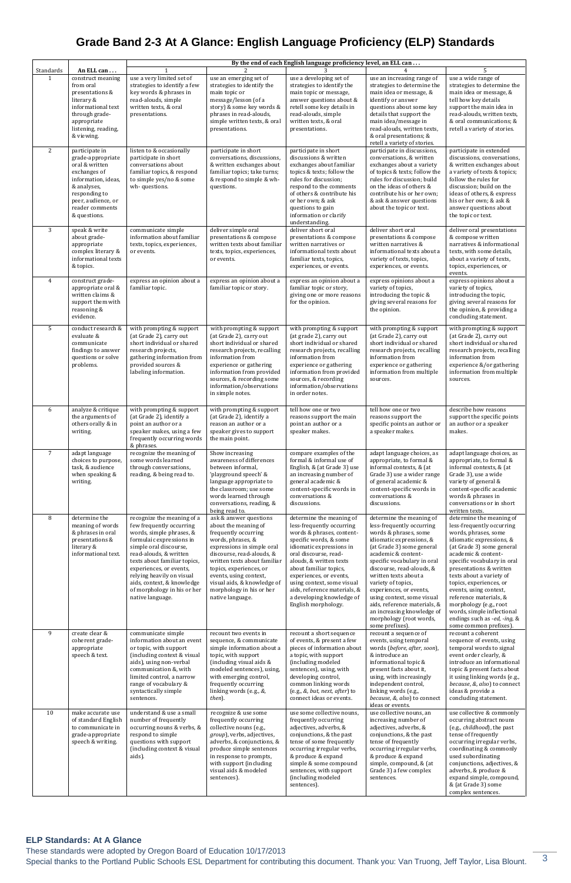# Grade Band 2-3 At A Glance: English Language Proficiency (ELP) Standards

| Standards | An ELL can . . . | By the end of each English language proficiency level, an ELL can . . . | | | | |
|---|---|---|---|---|---|---|
| | | 1 | 2 | 3 | 4 | 5 |
| 1 | construct meaning from oral presentations & literary & informational text through grade-appropriate listening, reading, & viewing. | use a very limited set of strategies to identify a few key words & phrases in read-alouds, simple written texts, & oral presentations. | use an emerging set of strategies to identify the main topic or message/lesson (of a story) & some key words & phrases in read-alouds, simple written texts, & oral presentations. | use a developing set of strategies to identify the main topic or message, answer questions about & retell some key details in read-alouds, simple written texts, & oral presentations. | use an increasing range of strategies to determine the main idea or message, & identify or answer questions about some key details that support the main idea/message in read-alouds, written texts, & oral presentations; & retell a variety of stories. | use a wide range of strategies to determine the main idea or message, & tell how key details support the main idea in read-alouds, written texts, & oral communications; & retell a variety of stories. |
| 2 | participate in grade-appropriate oral & written exchanges of information, ideas, & analyses, responding to peer, audience, or reader comments & questions. | listen to & occasionally participate in short conversations about familiar topics, & respond to simple yes/no & some wh- questions. | participate in short conversations, discussions, & written exchanges about familiar topics; take turns; & respond to simple & wh-questions. | participate in short discussions & written exchanges about familiar topics & texts; follow the rules for discussion; respond to the comments of others & contribute his or her own; & ask questions to gain information or clarify understanding. | participate in discussions, conversations, & written exchanges about a variety of topics & texts; follow the rules for discussion; build on the ideas of others & contribute his or her own; & ask & answer questions about the topic or text. | participate in extended discussions, conversations, & written exchanges about a variety of texts & topics; follow the rules for discussion; build on the ideas of others, & express his or her own; & ask & answer questions about the topic or text. |
| 3 | speak & write about grade-appropriate complex literary & informational texts & topics. | communicate simple information about familiar texts, topics, experiences, or events. | deliver simple oral presentations & compose written texts about familiar texts, topics, experiences, or events. | deliver short oral presentations & compose written narratives or informational texts about familiar texts, topics, experiences, or events. | deliver short oral presentations & compose written narratives & informational texts about a variety of texts, topics, experiences, or events. | deliver oral presentations & compose written narratives & informational texts, with some details, about a variety of texts, topics, experiences, or events. |
| 4 | construct grade-appropriate oral & written claims & support them with reasoning & evidence. | express an opinion about a familiar topic. | express an opinion about a familiar topic or story. | express an opinion about a familiar topic or story, giving one or more reasons for the opinion. | express opinions about a variety of topics, introducing the topic & giving several reasons for the opinion. | express opinions about a variety of topics, introducing the topic, giving several reasons for the opinion, & providing a concluding statement. |
| 5 | conduct research & evaluate & communicate findings to answer questions or solve problems. | with prompting & support (at Grade 2), carry out short individual or shared research projects, gathering information from provided sources & labeling information. | with prompting & support (at Grade 2), carry out short individual or shared research projects, recalling information from experience or gathering information from provided sources, & recording some information/observations in simple notes. | with prompting & support (at grade 2), carry out short individual or shared research projects, recalling information from experience or gathering information from provided sources, & recording information/observations in order notes. | with prompting & support (at Grade 2), carry out short individual or shared research projects, recalling information from experience or gathering information from multiple sources. | with prompting & support (at Grade 2), carry out short individual or shared research projects, recalling information from experience &/or gathering information from multiple sources. |
| 6 | analyze & critique the arguments of others orally & in writing. | with prompting & support (at Grade 2), identify a point an author or a speaker makes, using a few frequently occurring words & phrases. | with prompting & support (at Grade 2), identify a reason an author or a speaker gives to support the main point. | tell how one or two reasons support the main point an author or a speaker makes. | tell how one or two reasons support the specific points an author or a speaker makes. | describe how reasons support the specific points an author or a speaker makes. |
| 7 | adapt language choices to purpose, task, & audience when speaking & writing. | recognize the meaning of some words learned through conversations, reading, & being read to. | Show increasing awareness of differences between informal, 'playground speech' & language appropriate to the classroom; use some words learned through conversations, reading, & being read to. | compare examples of the formal & informal use of English, & (at Grade 3) use an increasing number of general academic & content-specific words in conversations & discussions. | adapt language choices, as appropriate, to formal & informal contexts, & (at Grade 3) use a wider range of general academic & content-specific words in conversations & discussions. | adapt language choices, as appropriate, to formal & informal contexts, & (at Grade 3), use a wide variety of general & content-specific academic words & phrases in conversations or in short written texts. |
| 8 | determine the meaning of words & phrases in oral presentations & literary & informational text. | recognize the meaning of a few frequently occurring words, simple phrases, & formulaic expressions in simple oral discourse, read-alouds, & written texts about familiar topics, experiences, or events, relying heavily on visual aids, context, & knowledge of morphology in his or her native language. | ask & answer questions about the meaning of frequently occurring words, phrases, & expressions in simple oral discourse, read-alouds, & written texts about familiar topics, experiences, or events, using context, visual aids, & knowledge of morphology in his or her native language. | determine the meaning of less-frequently occurring words & phrases, content-specific words, & some idiomatic expressions in oral discourse, read-alouds, & written texts about familiar topics, experiences, or events, using context, some visual aids, reference materials, & a developing knowledge of English morphology. | determine the meaning of less-frequently occurring words & phrases, some idiomatic expressions, & (at Grade 3) some general academic & content-specific vocabulary in oral discourse, read-alouds, & written texts about a variety of topics, experiences, or events, using context, some visual aids, reference materials, & an increasing knowledge of morphology (root words, some prefixes). | determine the meaning of less-frequently occurring words, phrases, some idiomatic expressions, & (at Grade 3) some general academic & content-specific vocabulary in oral presentations & written texts about a variety of topics, experiences, or events, using context, reference materials, & morphology (e.g., root words, simple inflectional endings such as *-ed*, *-ing*, & some common prefixes). |
| 9 | create clear & coherent grade-appropriate speech & text. | communicate simple information about an event or topic, with support (including context & visual aids), using non-verbal communication & with limited control, a narrow range of vocabulary & syntactically simple sentences. | recount two events in sequence, & communicate simple information about a topic, with support (including visual aids & modeled sentences), using, with emerging control, frequently occurring linking words (e.g., *&*, *then*). | recount a short sequence of events, & present a few pieces of information about a topic, with support (including modeled sentences), using, with developing control, common linking words (e.g., *&*, *but*, *next*, *after*) to connect ideas or events. | recount a sequence of events, using temporal words (*before*, *after*, *soon*), & introduce an informational topic & present facts about it, using, with increasingly independent control, linking words (e.g., *because*, *&*, *also*) to connect ideas or events. | recount a coherent sequence of events, using temporal words to signal event order clearly, & introduce an informational topic & present facts about it using linking words (e.g., *because*, *&*, *also*) to connect ideas & provide a concluding statement. |
| 10 | make accurate use of standard English to communicate in grade-appropriate speech & writing. | understand & use a small number of frequently occurring nouns & verbs, & respond to simple questions with support (including context & visual aids). | recognize & use some frequently occurring collective nouns (e.g., *group*), verbs, adjectives, adverbs, & conjunctions, & produce simple sentences in response to prompts, with support (including visual aids & modeled sentences). | use some collective nouns, frequently occurring adjectives, adverbs, & conjunctions, & the past tense of some frequently occurring irregular verbs, & produce & expand simple & some compound sentences, with support (including modeled sentences). | use collective nouns, an increasing number of adjectives, adverbs, & conjunctions, & the past tense of frequently occurring irregular verbs, & produce & expand simple, compound, & (at Grade 3) a few complex sentences. | use collective & commonly occurring abstract nouns (e.g., *childhood*), the past tense of frequently occurring irregular verbs, coordinating & commonly used subordinating conjunctions, adjectives, & adverbs, & produce & expand simple, compound, & (at Grade 3) some complex sentences. |

**ELP Standards: At A Glance**

These standards were adopted by Oregon Board of Education 10/17/2013

Special thanks to the Portland Public Schools ESL Department for contributing this document. Thank you: Van Truong, Jeff Taylor, Lisa Blount.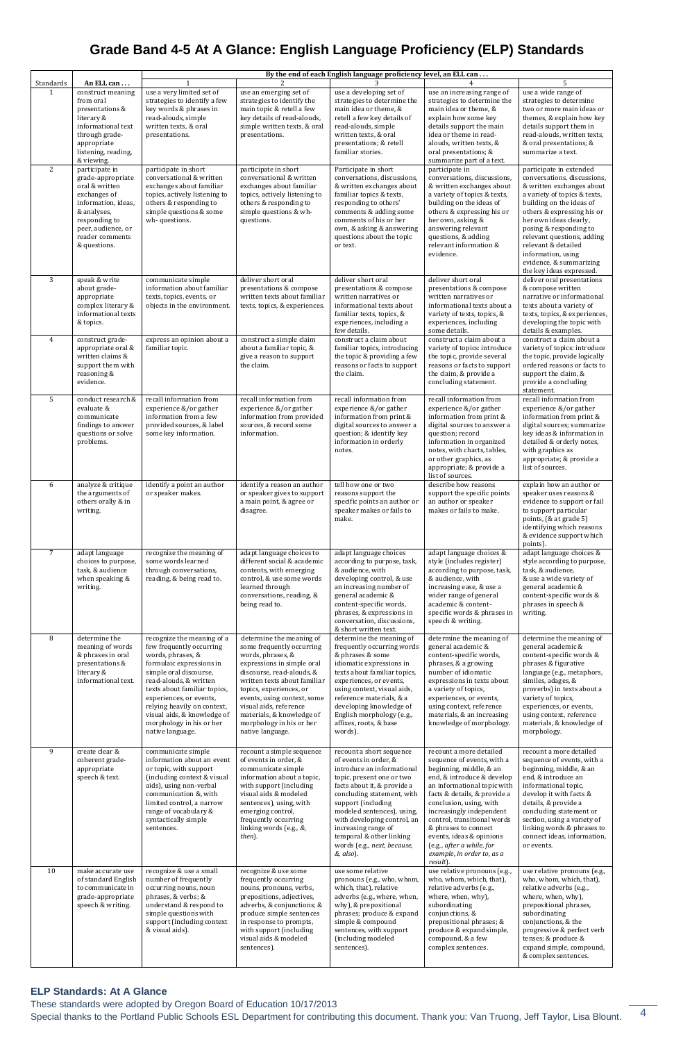# Grade Band 4-5 At A Glance: English Language Proficiency (ELP) Standards

| Standards | An ELL can . . . | By the end of each English language proficiency level, an ELL can . . . | | | | |
|---|---|---|---|---|---|---|
| | | 1 | 2 | 3 | 4 | 5 |
| 1 | construct meaning from oral presentations & literary & informational text through grade-appropriate listening, reading, & viewing. | use a very limited set of strategies to identify a few key words & phrases in read-alouds, simple written texts, & oral presentations. | use an emerging set of strategies to identify the main topic & retell a few key details of read-alouds, simple written texts, & oral presentations. | use a developing set of strategies to determine the main idea or theme, & retell a few key details of read-alouds, simple written texts, & oral presentations; & retell familiar stories. | use an increasing range of strategies to determine the main idea or theme, & explain how some key details support the main idea or theme in read-alouds, written texts, & oral presentations; & summarize part of a text. | use a wide range of strategies to determine two or more main ideas or themes, & explain how key details support them in read-alouds, written texts, & oral presentations; & summarize a text. |
| 2 | participate in grade-appropriate oral & written exchanges of information, ideas, & analyses, responding to peer, audience, or reader comments & questions. | participate in short conversational & written exchanges about familiar topics, actively listening to others & responding to simple questions & some wh- questions. | participate in short conversational & written exchanges about familiar topics, actively listening to others & responding to simple questions & wh-questions. | Participate in short conversations, discussions, & written exchanges about familiar topics & texts, responding to others' comments & adding some comments of his or her own, & asking & answering questions about the topic or text. | participate in conversations, discussions, & written exchanges about a variety of topics & texts, building on the ideas of others & expressing his or her own, asking & answering relevant questions, & adding relevant information & evidence. | participate in extended conversations, discussions, & written exchanges about a variety of topics & texts, building on the ideas of others & expressing his or her own ideas clearly, posing & responding to relevant questions, adding relevant & detailed information, using evidence, & summarizing the key ideas expressed. |
| 3 | speak & write about grade-appropriate complex literary & informational texts & topics. | communicate simple information about familiar texts, topics, events, or objects in the environment. | deliver short oral presentations & compose written texts about familiar texts, topics, & experiences. | deliver short oral presentations & compose written narratives or informational texts about familiar texts, topics, & experiences, including a few details. | deliver short oral presentations & compose written narratives or informational texts about a variety of texts, topics, & experiences, including some details. | deliver oral presentations & compose written narrative or informational texts about a variety of texts, topics, & experiences, developing the topic with details & examples. |
| 4 | construct grade-appropriate oral & written claims & support them with reasoning & evidence. | express an opinion about a familiar topic. | construct a simple claim about a familiar topic, & give a reason to support the claim. | construct a claim about familiar topics, introducing the topic & providing a few reasons or facts to support the claim. | construct a claim about a variety of topics: introduce the topic, provide several reasons or facts to support the claim, & provide a concluding statement. | construct a claim about a variety of topics: introduce the topic, provide logically ordered reasons or facts to support the claim, & provide a concluding statement. |
| 5 | conduct research & evaluate & communicate findings to answer questions or solve problems. | recall information from experience &/or gather information from a few provided sources, & label some key information. | recall information from experience &/or gather information from provided sources, & record some information. | recall information from experience &/or gather information from print & digital sources to answer a question; & identify key information in orderly notes. | recall information from experience &/or gather information from print & digital sources to answer a question; record information in organized notes, with charts, tables, or other graphics, as appropriate; & provide a list of sources. | recall information from experience &/or gather information from print & digital sources; summarize key ideas & information in detailed & orderly notes, with graphics as appropriate; & provide a list of sources. |
| 6 | analyze & critique the arguments of others orally & in writing. | identify a point an author or speaker makes. | identify a reason an author or speaker gives to support a main point, & agree or disagree. | tell how one or two reasons support the specific points an author or speaker makes or fails to make. | describe how reasons support the specific points an author or speaker makes or fails to make. | explain how an author or speaker uses reasons & evidence to support or fail to support particular points, (& at grade 5) identifying which reasons & evidence support which points). |
| 7 | adapt language choices to purpose, task, & audience when speaking & writing. | recognize the meaning of some words learned through conversations, reading, & being read to. | adapt language choices to different social & academic contexts, with emerging control, & use some words learned through conversations, reading, & being read to. | adapt language choices according to purpose, task, & audience, with developing control, & use an increasing number of general academic & content-specific words, phrases, & expressions in conversation, discussions, & short written text. | adapt language choices & style (includes register) according to purpose, task, & audience, with increasing ease, & use a wider range of general academic & content-specific words & phrases in speech & writing. | adapt language choices & style according to purpose, task, & audience, & use a wide variety of general academic & content-specific words & phrases in speech & writing. |
| 8 | determine the meaning of words & phrases in oral presentations & literary & informational text. | recognize the meaning of a few frequently occurring words, phrases, & formulaic expressions in simple oral discourse, read-alouds, & written texts about familiar topics, experiences, or events, relying heavily on context, visual aids, & knowledge of morphology in his or her native language. | determine the meaning of some frequently occurring words, phrases, & expressions in simple oral discourse, read-alouds, & written texts about familiar topics, experiences, or events, using context, some visual aids, reference materials, & knowledge of morphology in his or her native language. | determine the meaning of frequently occurring words & phrases & some idiomatic expressions in texts about familiar topics, experiences, or events, using context, visual aids, reference materials, & a developing knowledge of English morphology (e.g., affixes, roots, & base words). | determine the meaning of general academic & content-specific words, phrases, & a growing number of idiomatic expressions in texts about a variety of topics, experiences, or events, using context, reference materials, & an increasing knowledge of morphology. | determine the meaning of general academic & content-specific words & phrases & figurative language (e.g., metaphors, similes, adages, & proverbs) in texts about a variety of topics, experiences, or events, using context, reference materials, & knowledge of morphology. |
| 9 | create clear & coherent grade-appropriate speech & text. | communicate simple information about an event or topic, with support (including context & visual aids), using non-verbal communication &, with limited control, a narrow range of vocabulary & syntactically simple sentences. | recount a simple sequence of events in order, & communicate simple information about a topic, with support (including visual aids & modeled sentences), using, with emerging control, frequently occurring linking words (e.g., *&, then*). | recount a short sequence of events in order, & introduce an informational topic, present one or two facts about it, & provide a concluding statement, with support (including modeled sentences), using, with developing control, an increasing range of temporal & other linking words (e.g., *next, because, &, also*). | recount a more detailed sequence of events, with a beginning, middle, & an end, & introduce & develop an informational topic with facts & details, & provide a conclusion, using, with increasingly independent control, transitional words & phrases to connect events, ideas & opinions (e.g., *after a while, for example, in order to, as a result*). | recount a more detailed sequence of events, with a beginning, middle, & an end, & introduce an informational topic, develop it with facts & details, & provide a concluding statement or section, using a variety of linking words & phrases to connect ideas, information, or events. |
| 10 | make accurate use of standard English to communicate in grade-appropriate speech & writing. | recognize & use a small number of frequently occurring nouns, noun phrases, & verbs; & understand & respond to simple questions with support (including context & visual aids). | recognize & use some frequently occurring nouns, pronouns, verbs, prepositions, adjectives, adverbs, & conjunctions; & produce simple sentences in response to prompts, with support (including visual aids & modeled sentences). | use some relative pronouns (e.g., who, whom, which, that), relative adverbs (e.g., where, when, why), & prepositional phrases; produce & expand simple & compound sentences, with support (including modeled sentences). | use relative pronouns (e.g., who, whom, which, that), relative adverbs (e.g., where, when, why), subordinating conjunctions, & prepositional phrases; & produce & expand simple, compound, & a few complex sentences. | use relative pronouns (e.g., who, whom, which, that), relative adverbs (e.g., where, when, why), prepositional phrases, subordinating conjunctions, & the progressive & perfect verb tenses; & produce & expand simple, compound, & complex sentences. |

**ELP Standards: At A Glance**

These standards were adopted by Oregon Board of Education 10/17/2013

Special thanks to the Portland Public Schools ESL Department for contributing this document. Thank you: Van Truong, Jeff Taylor, Lisa Blount.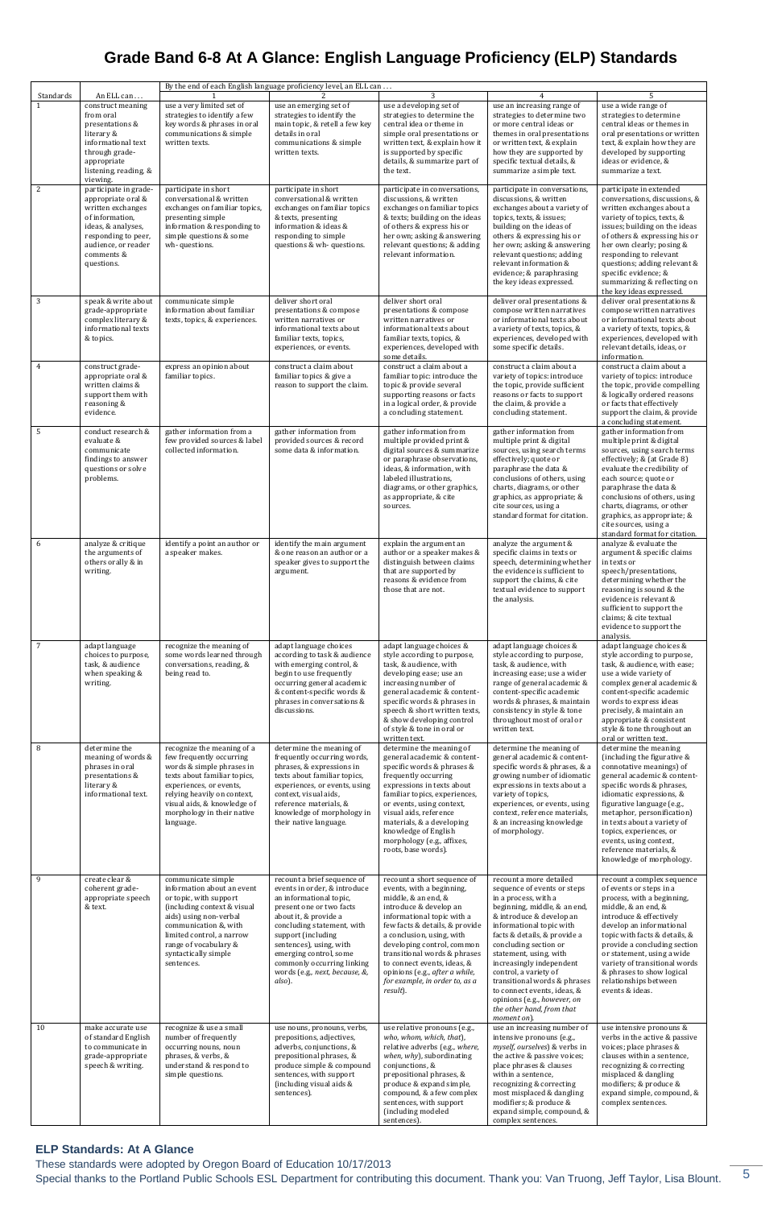# Grade Band 6-8 At A Glance: English Language Proficiency (ELP) Standards

| Standards | An ELL can . . . | By the end of each English language proficiency level, an ELL can . . . 1 | 2 | 3 | 4 | 5 |
|---|---|---|---|---|---|---|
| 1 | construct meaning from oral presentations & literary & informational text through grade-appropriate listening, reading, & viewing. | use a very limited set of strategies to identify a few key words & phrases in oral communications & simple written texts. | use an emerging set of strategies to identify the main topic, & retell a few key details in oral communications & simple written texts. | use a developing set of strategies to determine the central idea or theme in simple oral presentations or written text, & explain how it is supported by specific details, & summarize part of the text. | use an increasing range of strategies to determine two or more central ideas or themes in oral presentations or written text, & explain how they are supported by specific textual details, & summarize a simple text. | use a wide range of strategies to determine central ideas or themes in oral presentations or written text, & explain how they are developed by supporting ideas or evidence, & summarize a text. |
| 2 | participate in grade-appropriate oral & written exchanges of information, ideas, & analyses, responding to peer, audience, or reader comments & questions. | participate in short conversational & written exchanges on familiar topics, presenting simple information & responding to simple questions & some wh- questions. | participate in short conversational & written exchanges on familiar topics & texts, presenting information & ideas & responding to simple questions & wh- questions. | participate in conversations, discussions, & written exchanges on familiar topics & texts; building on the ideas of others & express his or her own; asking & answering relevant questions; & adding relevant information. | participate in conversations, discussions, & written exchanges about a variety of topics, texts, & issues; building on the ideas of others & expressing his or her own; asking & answering relevant questions; adding relevant information & evidence; & paraphrasing the key ideas expressed. | participate in extended conversations, discussions, & written exchanges about a variety of topics, texts, & issues; building on the ideas of others & expressing his or her own clearly; posing & responding to relevant questions; adding relevant & specific evidence; & summarizing & reflecting on the key ideas expressed. |
| 3 | speak & write about grade-appropriate complex literary & informational texts & topics. | communicate simple information about familiar texts, topics, & experiences. | deliver short oral presentations & compose written narratives or informational texts about familiar texts, topics, experiences, or events. | deliver short oral presentations & compose written narratives or informational texts about familiar texts, topics, & experiences, developed with some details. | deliver oral presentations & compose written narratives or informational texts about a variety of texts, topics, & experiences, developed with some specific details. | deliver oral presentations & compose written narratives or informational texts about a variety of texts, topics, & experiences, developed with relevant details, ideas, or information. |
| 4 | construct grade-appropriate oral & written claims & support them with reasoning & evidence. | express an opinion about familiar topics. | construct a claim about familiar topics & give a reason to support the claim. | construct a claim about a familiar topic: introduce the topic & provide several supporting reasons or facts in a logical order, & provide a concluding statement. | construct a claim about a variety of topics: introduce the topic, provide sufficient reasons or facts to support the claim, & provide a concluding statement. | construct a claim about a variety of topics: introduce the topic, provide compelling & logically ordered reasons or facts that effectively support the claim, & provide a concluding statement. |
| 5 | conduct research & evaluate & communicate findings to answer questions or solve problems. | gather information from a few provided sources & label collected information. | gather information from provided sources & record some data & information. | gather information from multiple provided print & digital sources & summarize or paraphrase observations, ideas, & information, with labeled illustrations, diagrams, or other graphics, as appropriate, & cite sources. | gather information from multiple print & digital sources, using search terms effectively; quote or paraphrase the data & conclusions of others, using charts, diagrams, or other graphics, as appropriate; & cite sources, using a standard format for citation. | gather information from multiple print & digital sources, using search terms effectively; & (at Grade 8) evaluate the credibility of each source; quote or paraphrase the data & conclusions of others, using charts, diagrams, or other graphics, as appropriate; & cite sources, using a standard format for citation. |
| 6 | analyze & critique the arguments of others orally & in writing. | identify a point an author or a speaker makes. | identify the main argument & one reason an author or a speaker gives to support the argument. | explain the argument an author or a speaker makes & distinguish between claims that are supported by reasons & evidence from those that are not. | analyze the argument & specific claims in texts or speech, determining whether the evidence is sufficient to support the claims, & cite textual evidence to support the analysis. | analyze & evaluate the argument & specific claims in texts or speech/presentations, determining whether the reasoning is sound & the evidence is relevant & sufficient to support the claims; & cite textual evidence to support the analysis. |
| 7 | adapt language choices to purpose, task, & audience when speaking & writing. | recognize the meaning of some words learned through conversations, reading, & being read to. | adapt language choices according to task & audience with emerging control, & begin to use frequently occurring general academic & content-specific words & phrases in conversations & discussions. | adapt language choices & style according to purpose, task, & audience, with developing ease; use an increasing number of general academic & content-specific words & phrases in speech & short written texts, & show developing control of style & tone in oral or written text. | adapt language choices & style according to purpose, task, & audience, with increasing ease; use a wider range of general academic & content-specific academic words & phrases, & maintain consistency in style & tone throughout most of oral or written text. | adapt language choices & style according to purpose, task, & audience, with ease; use a wide variety of complex general academic & content-specific academic words to express ideas precisely, & maintain an appropriate & consistent style & tone throughout an oral or written text. |
| 8 | determine the meaning of words & phrases in oral presentations & literary & informational text. | recognize the meaning of a few frequently occurring words & simple phrases in texts about familiar topics, experiences, or events, relying heavily on context, visual aids, & knowledge of morphology in their native language. | determine the meaning of frequently occurring words, phrases, & expressions in texts about familiar topics, experiences, or events, using context, visual aids, reference materials, & knowledge of morphology in their native language. | determine the meaning of general academic & content-specific words & phrases & frequently occurring expressions in texts about familiar topics, experiences, or events, using context, visual aids, reference materials, & a developing knowledge of English morphology (e.g., affixes, roots, base words). | determine the meaning of general academic & content-specific words & phrases, & a growing number of idiomatic expressions in texts about a variety of topics, experiences, or events, using context, reference materials, & an increasing knowledge of morphology. | determine the meaning (including the figurative & connotative meanings) of general academic & content-specific words & phrases, idiomatic expressions, & figurative language (e.g., metaphor, personification) in texts about a variety of topics, experiences, or events, using context, reference materials, & knowledge of morphology. |
| 9 | create clear & coherent grade-appropriate speech & text. | communicate simple information about an event or topic, with support (including context & visual aids) using non-verbal communication & with limited control, a narrow range of vocabulary & syntactically simple sentences. | recount a brief sequence of events in order, & introduce an informational topic, present one or two facts about it, & provide a concluding statement, with support (including sentences), using, with emerging control, some commonly occurring linking words (e.g., *next, because, &, also*). | recount a short sequence of events, with a beginning, middle, & an end, & introduce & develop an informational topic with a few facts & details, & provide a conclusion, using, with developing control, common transitional words & phrases to connect events, ideas, & opinions (e.g., *after a while, for example, in order to, as a result*). | recount a more detailed sequence of events or steps in a process, with a beginning, middle, & an end, & introduce & develop an informational topic with facts & details, & provide a concluding section or statement, using, with increasingly independent control, a variety of transitional words & phrases to connect events, ideas, & opinions (e.g., *however, on the other hand, from that moment on*). | recount a complex sequence of events or steps in a process, with a beginning, middle, & an end, & introduce & effectively develop an informational topic with facts & details, & provide a concluding section or statement, using a wide variety of transitional words & phrases to show logical relationships between events & ideas. |
| 10 | make accurate use of standard English to communicate in grade-appropriate speech & writing. | recognize & use a small number of frequently occurring nouns, noun phrases, & verbs, & understand & respond to simple questions. | use nouns, pronouns, verbs, prepositions, adjectives, adverbs, conjunctions, & prepositional phrases, & produce simple & compound sentences, with support (including visual aids & sentences). | use relative pronouns (e.g., *who, whom, which, that*), relative adverbs (e.g., *where, when, why*), subordinating conjunctions, & prepositional phrases, & produce & expand simple, compound, & a few complex sentences, with support (including modeled sentences). | use an increasing number of intensive pronouns (e.g., *myself, ourselves*) & verbs in the active & passive voices; place phrases & clauses within a sentence, recognizing & correcting most misplaced & dangling modifiers; & produce & expand simple, compound, & complex sentences. | use intensive pronouns & verbs in the active & passive voices; place phrases & clauses within a sentence, recognizing & correcting misplaced & dangling modifiers; & produce & expand simple, compound, & complex sentences. |

**ELP Standards: At A Glance**

These standards were adopted by Oregon Board of Education 10/17/2013

Special thanks to the Portland Public Schools ESL Department for contributing this document. Thank you: Van Truong, Jeff Taylor, Lisa Blount.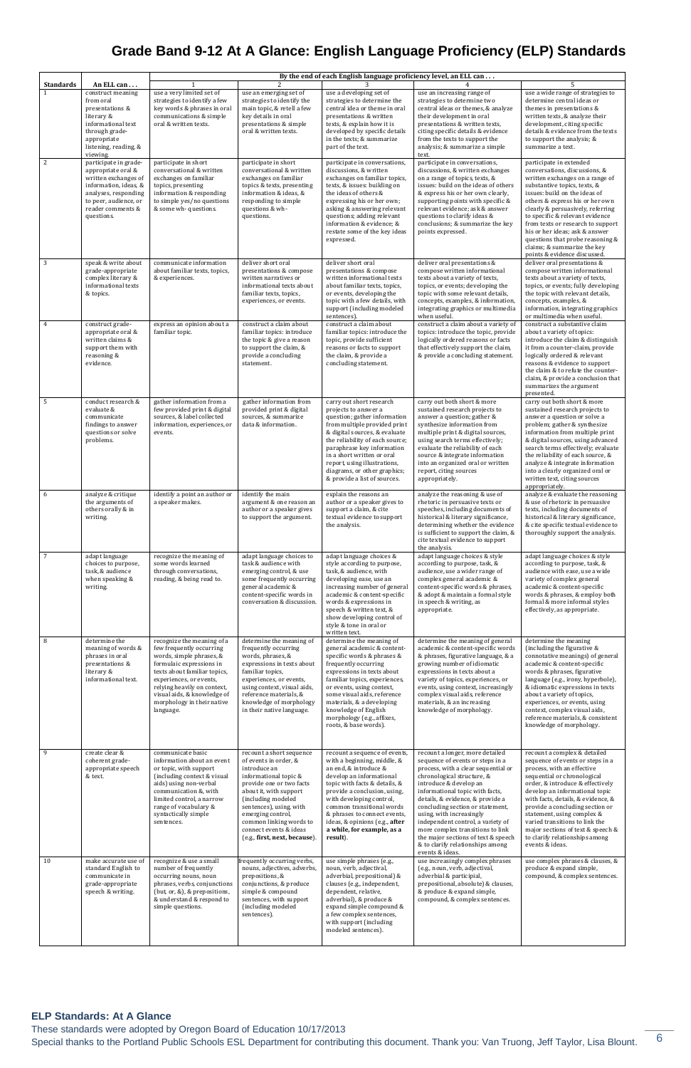# Grade Band 9-12 At A Glance: English Language Proficiency (ELP) Standards

| Standards | An ELL can . . . | By the end of each English language proficiency level, an ELL can . . . 1 | 2 | 3 | 4 | 5 |
|---|---|---|---|---|---|---|
| 1 | construct meaning from oral presentations & literary & informational text through grade-appropriate listening, reading, & viewing. | use a very limited set of strategies to identify a few key words & phrases in oral communications & simple oral & written texts. | use an emerging set of strategies to identify the main topic, & retell a few key details in oral presentations & simple oral & written texts. | use a developing set of strategies to determine the central idea or theme in oral presentations & written texts, & explain how it is developed by specific details in the texts; & summarize part of the text. | use an increasing range of strategies to determine two central ideas or themes, & analyze their development in oral presentations & written texts, citing specific details & evidence from the texts to support the analysis; & summarize a simple text. | use a wide range of strategies to determine central ideas or themes in presentations & written texts, & analyze their development, citing specific details & evidence from the texts to support the analysis; & summarize a text. |
| 2 | participate in grade-appropriate oral & written exchanges of information, ideas, & analyses, responding to peer, audience, or reader comments & questions. | participate in short conversational & written exchanges on familiar topics, presenting information & responding to simple yes/no questions & some wh- questions. | participate in short conversational & written exchanges on familiar topics & texts, presenting information & ideas, & responding to simple questions & wh- questions. | participate in conversations, discussions, & written exchanges on familiar topics, texts, & issues: building on the ideas of others & expressing his or her own; asking & answering relevant questions; adding relevant information & evidence; & restate some of the key ideas expressed. | participate in conversations, discussions, & written exchanges on a range of topics, texts, & issues: build on the ideas of others & express his or her own clearly, supporting points with specific & relevant evidence; ask & answer questions to clarify ideas & conclusions; & summarize the key points expressed. | participate in extended conversations, discussions, & written exchanges on a range of substantive topics, texts, & issues: build on the ideas of others & express his or her own clearly & persuasively, referring to specific & relevant evidence from texts or research to support his or her ideas; ask & answer questions that probe reasoning & claims; & summarize the key points & evidence discussed. |
| 3 | speak & write about grade-appropriate complex literary & informational texts & topics. | communicate information about familiar texts, topics, & experiences. | deliver short oral presentations & compose written narratives or informational texts about familiar texts, topics, experiences, or events. | deliver short oral presentations & compose written informational texts about familiar texts, topics, or events, developing the topic with a few details, with support (including modeled sentences). | deliver oral presentations & compose written informational texts about a variety of texts, topics, or events; developing the topic with some relevant details, concepts, examples, & information, integrating graphics or multimedia when useful. | deliver oral presentations & compose written informational texts about a variety of texts, topics, or events; fully developing the topic with relevant details, concepts, examples, & information, integrating graphics or multimedia when useful. |
| 4 | construct grade-appropriate oral & written claims & support them with reasoning & evidence. | express an opinion about a familiar topic. | construct a claim about familiar topics: introduce the topic & give a reason to support the claim, & provide a concluding statement. | construct a claim about familiar topics: introduce the topic, provide sufficient reasons or facts to support the claim, & provide a concluding statement. | construct a claim about a variety of topics: introduce the topic, provide logically ordered reasons or facts that effectively support the claim, & provide a concluding statement. | construct a substantive claim about a variety of topics: introduce the claim & distinguish it from a counter-claim, provide logically ordered & relevant reasons & evidence to support the claim & to refute the counter-claim, & provide a conclusion that summarizes the argument presented. |
| 5 | conduct research & evaluate & communicate findings to answer questions or solve problems. | gather information from a few provided print & digital sources, & label collected information, experiences, or events. | gather information from provided print & digital sources, & summarize data & information. | carry out short research projects to answer a question; gather information from multiple provided print & digital sources, & evaluate the reliability of each source; paraphrase key information in a short written or oral report, using illustrations, diagrams, or other graphics; & provide a list of sources. | carry out both short & more sustained research projects to answer a question; gather & synthesize information from multiple print & digital sources, using search terms effectively; evaluate the reliability of each source & integrate information into an organized oral or written report, citing sources appropriately. | carry out both short & more sustained research projects to answer a question or solve a problem; gather & synthesize information from multiple print & digital sources, using advanced search terms effectively; evaluate the reliability of each source, & analyze & integrate information into a clearly organized oral or written text, citing sources appropriately. |
| 6 | analyze & critique the arguments of others orally & in writing. | identify a point an author or a speaker makes. | identify the main argument & one reason an author or a speaker gives to support the argument. | explain the reasons an author or a speaker gives to support a claim, & cite textual evidence to support the analysis. | analyze the reasoning & use of rhetoric in persuasive texts or speeches, including documents of historical & literary significance, determining whether the evidence is sufficient to support the claim, & cite textual evidence to support the analysis. | analyze & evaluate the reasoning & use of rhetoric in persuasive texts, including documents of historical & literary significance, & cite specific textual evidence to thoroughly support the analysis. |
| 7 | adapt language choices to purpose, task, & audience when speaking & writing. | recognize the meaning of some words learned through conversations, reading, & being read to. | adapt language choices to task & audience with emerging control, & use some frequently occurring general academic & content-specific words in conversation & discussion. | adapt language choices & style according to purpose, task, & audience, with developing ease, use an increasing number of general academic & content-specific words & expressions in speech & written text, & show developing control of style & tone in oral or written text. | adapt language choices & style according to purpose, task, & audience, use a wider range of complex general academic & content-specific words & phrases, & adopt & maintain a formal style in speech & writing, as appropriate. | adapt language choices & style according to purpose, task, & audience with ease, use a wide variety of complex general academic & content-specific words & phrases, & employ both formal & more informal styles effectively, as appropriate. |
| 8 | determine the meaning of words & phrases in oral presentations & literary & informational text. | recognize the meaning of a few frequently occurring words, simple phrases, & formulaic expressions in texts about familiar topics, experiences, or events, relying heavily on context, visual aids, & knowledge of morphology in their native language. | determine the meaning of frequently occurring words, phrases, & expressions in texts about familiar topics, experiences, or events, using context, visual aids, reference materials, & knowledge of morphology in their native language. | determine the meaning of general academic & content-specific words & phrases & frequently occurring expressions in texts about familiar topics, experiences, or events, using context, some visual aids, reference materials, & a developing knowledge of English morphology (e.g., affixes, roots, & base words). | determine the meaning of general academic & content-specific words & phrases, figurative language, & a growing number of idiomatic expressions in texts about a variety of topics, experiences, or events, using context, increasingly complex visual aids, reference materials, & an increasing knowledge of morphology. | determine the meaning (including the figurative & connotative meanings) of general academic & content-specific words & phrases, figurative language (e.g., irony, hyperbole), & idiomatic expressions in texts about a variety of topics, experiences, or events, using context, complex visual aids, reference materials, & consistent knowledge of morphology. |
| 9 | create clear & coherent grade-appropriate speech & text. | communicate basic information about an event or topic, with support (including context & visual aids) using non-verbal communication &, with limited control, a narrow range of vocabulary & syntactically simple sentences. | recount a short sequence of events in order, & introduce an informational topic & provide one or two facts about it, with support (including modeled sentences), using, with emerging control, common linking words to connect events & ideas (e.g., **first, next, because**). | recount a sequence of events, with a beginning, middle, & an end, & introduce & develop an informational topic with facts & details, & provide a conclusion, using, with developing control, common transitional words & phrases to connect events, ideas, & opinions (e.g., **after a while, for example, as a result**). | recount a longer, more detailed sequence of events or steps in a process, with a clear sequential or chronological structure, & introduce & develop an informational topic with facts, details, & evidence, & provide a concluding section or statement, using, with increasingly independent control, a variety of more complex transitions to link the major sections of text & speech & to clarify relationships among events & ideas. | recount a complex & detailed sequence of events or steps in a process, with an effective sequential or chronological order, & introduce & effectively develop an informational topic with facts, details, & evidence, & provide a concluding section or statement, using complex & varied transitions to link the major sections of text & speech & to clarify relationships among events & ideas. |
| 10 | make accurate use of standard English to communicate in grade-appropriate speech & writing. | recognize & use a small number of frequently occurring nouns, noun phrases, verbs, conjunctions (but, or, &), & prepositions, & understand & respond to simple questions. | frequently occurring verbs, nouns, adjectives, adverbs, prepositions, & conjunctions, & produce simple & compound sentences, with support (including modeled sentences). | use simple phrases (e.g., noun, verb, adjectival, adverbial, prepositional) & clauses (e.g., independent, dependent, relative, adverbial), & produce & expand simple compound & a few complex sentences, with support (including modeled sentences). | use increasingly complex phrases (e.g., noun, verb, adjectival, adverbial & participial, prepositional, absolute) & clauses, & produce & expand simple, compound, & complex sentences. | use complex phrases & clauses, & produce & expand simple, compound, & complex sentences. |

**ELP Standards: At A Glance**

These standards were adopted by Oregon Board of Education 10/17/2013

Special thanks to the Portland Public Schools ESL Department for contributing this document. Thank you: Van Truong, Jeff Taylor, Lisa Blount.